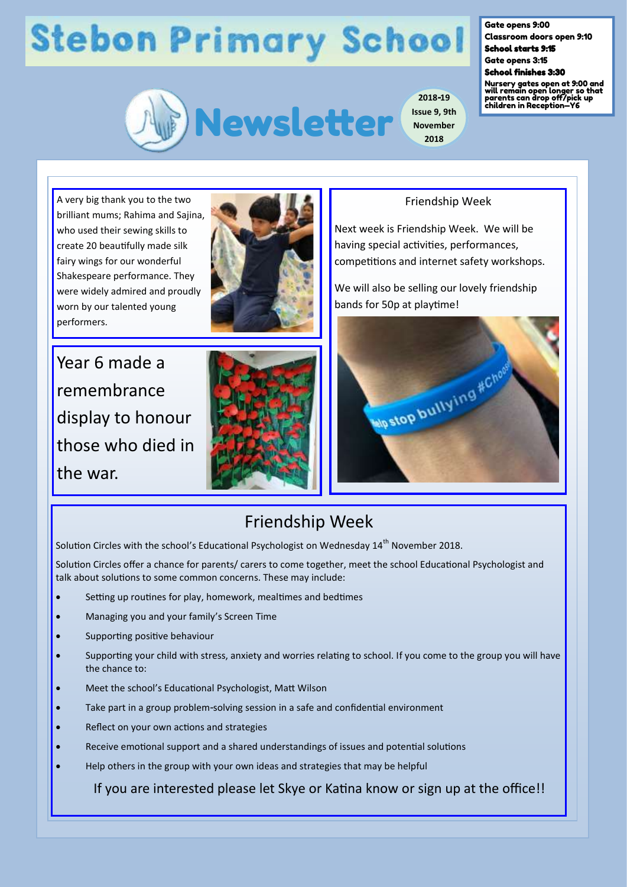# Stebon Primary School

## Newsletter

2018-19
Issue 9, 9th November 2018

**Gate opens 9:00**
**Classroom doors open 9:10**
**School starts 9:15**
**Gate opens 3:15**
**School finishes 3:30**
**Nursery gates open at 9:00 and will remain open longer so that parents can drop off/pick up children in Reception—Y6**

A very big thank you to the two brilliant mums; Rahima and Sajina, who used their sewing skills to create 20 beautifully made silk fairy wings for our wonderful Shakespeare performance. They were widely admired and proudly worn by our talented young performers.

Year 6 made a remembrance display to honour those who died in the war.

### Friendship Week

Next week is Friendship Week. We will be having special activities, performances, competitions and internet safety workshops.

We will also be selling our lovely friendship bands for 50p at playtime!

## Friendship Week

Solution Circles with the school's Educational Psychologist on Wednesday 14th November 2018.

Solution Circles offer a chance for parents/ carers to come together, meet the school Educational Psychologist and talk about solutions to some common concerns. These may include:

- Setting up routines for play, homework, mealtimes and bedtimes
- Managing you and your family's Screen Time
- Supporting positive behaviour
- Supporting your child with stress, anxiety and worries relating to school. If you come to the group you will have the chance to:
- Meet the school's Educational Psychologist, Matt Wilson
- Take part in a group problem-solving session in a safe and confidential environment
- Reflect on your own actions and strategies
- Receive emotional support and a shared understandings of issues and potential solutions
- Help others in the group with your own ideas and strategies that may be helpful

If you are interested please let Skye or Katina know or sign up at the office!!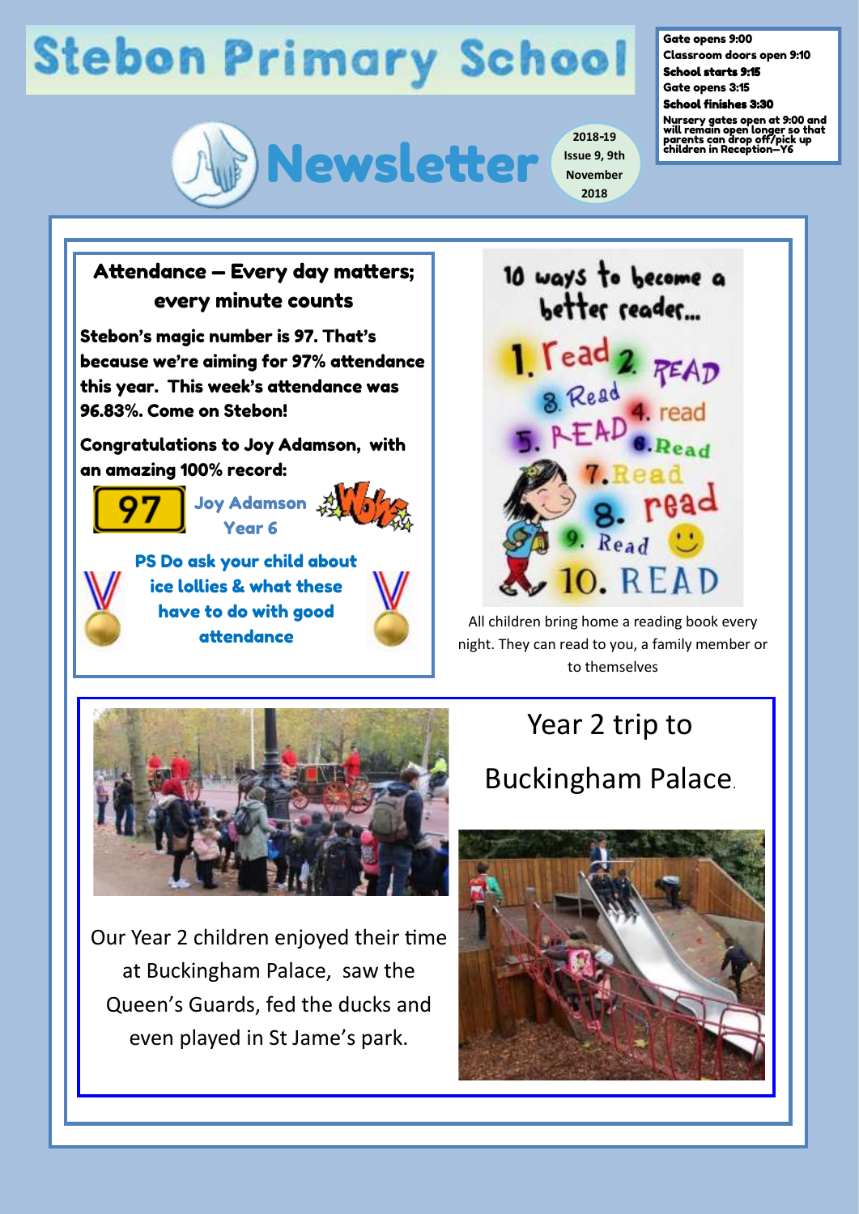# Stebon Primary School

Gate opens 9:00
Classroom doors open 9:10
School starts 9:15
Gate opens 3:15
School finishes 3:30
Nursery gates open at 9:00 and will remain open longer so that parents can drop off/pick up children in Reception—Y6

## Newsletter

2018-19
Issue 9, 9th November 2018

### Attendance — Every day matters; every minute counts

**Stebon's magic number is 97. That's because we're aiming for 97% attendance this year. This week's attendance was 96.83%. Come on Stebon!**

**Congratulations to Joy Adamson, with an amazing 100% record:**

97

**Joy Adamson**
**Year 6**

Wow

**PS Do ask your child about ice lollies & what these have to do with good attendance**

### 10 ways to become a better reader...

1. read
2. READ
3. Read
4. read
5. READ
6. Read
7. Read
8. read
9. Read
10. READ

All children bring home a reading book every night. They can read to you, a family member or to themselves

### Year 2 trip to Buckingham Palace.

Our Year 2 children enjoyed their time at Buckingham Palace, saw the Queen's Guards, fed the ducks and even played in St Jame's park.